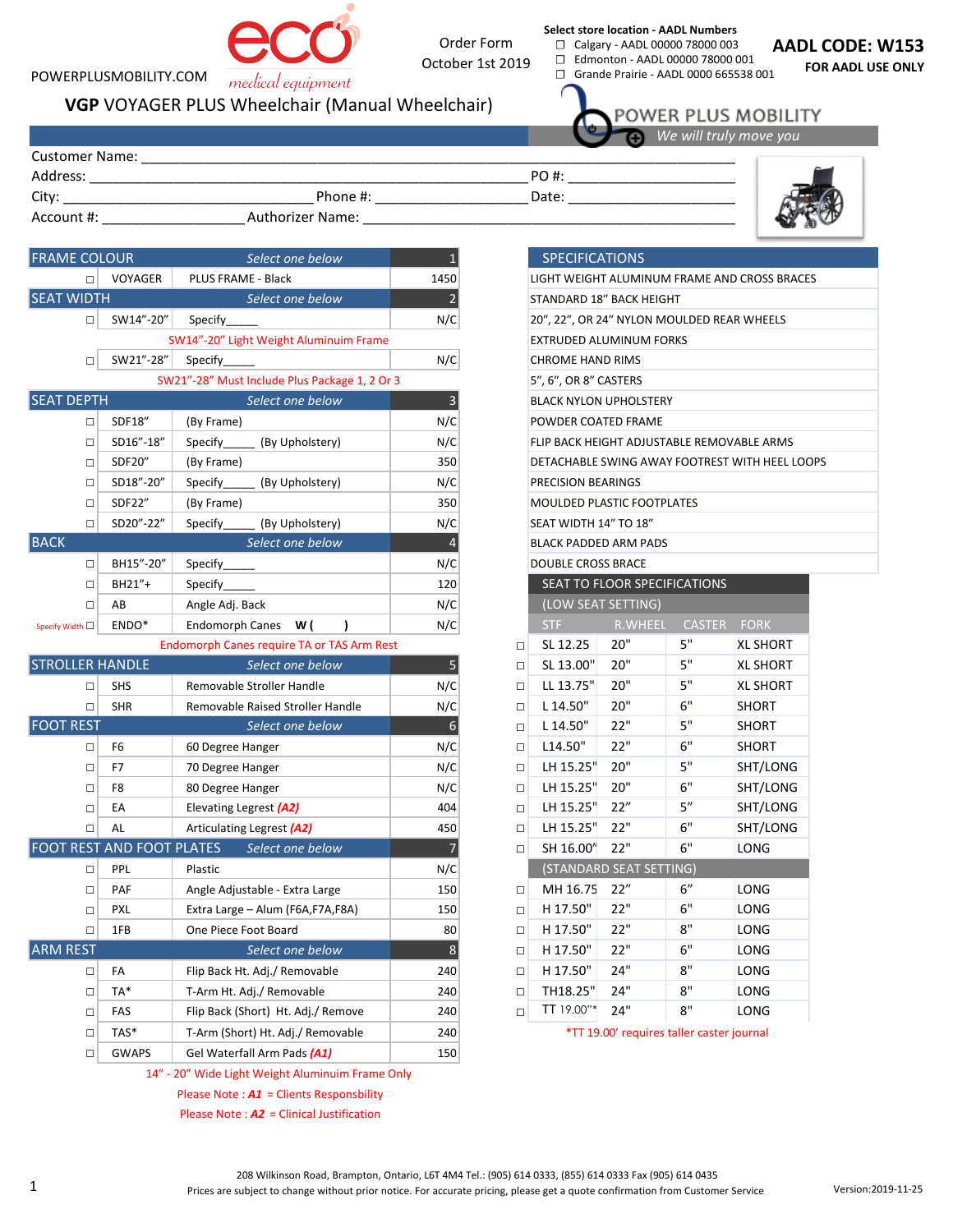POWERPLUSMOBILITY.COM

eco medical equipment

Order Form
October 1st 2019

**Select store location - AADL Numbers**
- ☐ Calgary - AADL 00000 78000 003
- ☐ Edmonton - AADL 00000 78000 001
- ☐ Grande Prairie - AADL 0000 665538 001

**AADL CODE: W153**
**FOR AADL USE ONLY**

# VGP VOYAGER PLUS Wheelchair (Manual Wheelchair)

POWER PLUS MOBILITY
*We will truly move you*

Customer Name: ______________________________
Address: ______________________________ PO #: ____________________
City: ____________________ Phone #: ____________________ Date: ____________________
Account #: ____________________ Authorizer Name: ______________________________

| | | | |
|---|---|---|---|
| **FRAME COLOUR** | | *Select one below* | 1 |
| ☐ | VOYAGER | PLUS FRAME - Black | 1450 |
| **SEAT WIDTH** | | *Select one below* | 2 |
| ☐ | SW14"-20" | Specify_____ | N/C |
| | | SW14"-20" Light Weight Aluminium Frame | |
| ☐ | SW21"-28" | Specify_____ | N/C |
| | | SW21"-28" Must Include Plus Package 1, 2 Or 3 | |
| **SEAT DEPTH** | | *Select one below* | 3 |
| ☐ | SDF18" | (By Frame) | N/C |
| ☐ | SD16"-18" | Specify_____ (By Upholstery) | N/C |
| ☐ | SDF20" | (By Frame) | 350 |
| ☐ | SD18"-20" | Specify_____ (By Upholstery) | N/C |
| ☐ | SDF22" | (By Frame) | 350 |
| ☐ | SD20"-22" | Specify_____ (By Upholstery) | N/C |
| **BACK** | | *Select one below* | 4 |
| ☐ | BH15"-20" | Specify_____ | N/C |
| ☐ | BH21"+ | Specify_____ | 120 |
| ☐ | AB | Angle Adj. Back | N/C |
| Specify Width ☐ | ENDO* | Endomorph Canes **W ( )** | N/C |
| | | Endomorph Canes require TA or TAS Arm Rest | |
| **STROLLER HANDLE** | | *Select one below* | 5 |
| ☐ | SHS | Removable Stroller Handle | N/C |
| ☐ | SHR | Removable Raised Stroller Handle | N/C |
| **FOOT REST** | | *Select one below* | 6 |
| ☐ | F6 | 60 Degree Hanger | N/C |
| ☐ | F7 | 70 Degree Hanger | N/C |
| ☐ | F8 | 80 Degree Hanger | N/C |
| ☐ | EA | Elevating Legrest ***(A2)*** | 404 |
| ☐ | AL | Articulating Legrest ***(A2)*** | 450 |
| **FOOT REST AND FOOT PLATES** | | *Select one below* | 7 |
| ☐ | PPL | Plastic | N/C |
| ☐ | PAF | Angle Adjustable - Extra Large | 150 |
| ☐ | PXL | Extra Large – Alum (F6A,F7A,F8A) | 150 |
| ☐ | 1FB | One Piece Foot Board | 80 |
| **ARM REST** | | *Select one below* | 8 |
| ☐ | FA | Flip Back Ht. Adj./ Removable | 240 |
| ☐ | TA* | T-Arm Ht. Adj./ Removable | 240 |
| ☐ | FAS | Flip Back (Short) Ht. Adj./ Remove | 240 |
| ☐ | TAS* | T-Arm (Short) Ht. Adj./ Removable | 240 |
| ☐ | GWAPS | Gel Waterfall Arm Pads ***(A1)*** | 150 |

14" - 20" Wide Light Weight Aluminuim Frame Only

Please Note : ***A1*** = Clients Responsbility

Please Note : ***A2*** = Clinical Justification

| SPECIFICATIONS |
|---|
| LIGHT WEIGHT ALUMINUM FRAME AND CROSS BRACES |
| STANDARD 18" BACK HEIGHT |
| 20", 22", OR 24" NYLON MOULDED REAR WHEELS |
| EXTRUDED ALUMINUM FORKS |
| CHROME HAND RIMS |
| 5", 6", OR 8" CASTERS |
| BLACK NYLON UPHOLSTERY |
| POWDER COATED FRAME |
| FLIP BACK HEIGHT ADJUSTABLE REMOVABLE ARMS |
| DETACHABLE SWING AWAY FOOTREST WITH HEEL LOOPS |
| PRECISION BEARINGS |
| MOULDED PLASTIC FOOTPLATES |
| SEAT WIDTH 14" TO 18" |
| BLACK PADDED ARM PADS |
| DOUBLE CROSS BRACE |

| | SEAT TO FLOOR SPECIFICATIONS | | | |
|---|---|---|---|---|
| | (LOW SEAT SETTING) | | | |
| | STF | R.WHEEL | CASTER | FORK |
| ☐ | SL 12.25 | 20" | 5" | XL SHORT |
| ☐ | SL 13.00" | 20" | 5" | XL SHORT |
| ☐ | LL 13.75" | 20" | 5" | XL SHORT |
| ☐ | L 14.50" | 20" | 6" | SHORT |
| ☐ | L 14.50" | 22" | 5" | SHORT |
| ☐ | L14.50" | 22" | 6" | SHORT |
| ☐ | LH 15.25" | 20" | 5" | SHT/LONG |
| ☐ | LH 15.25" | 20" | 6" | SHT/LONG |
| ☐ | LH 15.25" | 22" | 5" | SHT/LONG |
| ☐ | LH 15.25" | 22" | 6" | SHT/LONG |
| ☐ | SH 16.00" | 22" | 6" | LONG |
| | (STANDARD SEAT SETTING) | | | |
| ☐ | MH 16.75 | 22" | 6" | LONG |
| ☐ | H 17.50" | 22" | 6" | LONG |
| ☐ | H 17.50" | 22" | 8" | LONG |
| ☐ | H 17.50" | 22" | 6" | LONG |
| ☐ | H 17.50" | 24" | 8" | LONG |
| ☐ | TH18.25" | 24" | 8" | LONG |
| ☐ | TT 19.00"* | 24" | 8" | LONG |

*TT 19.00' requires taller caster journal

208 Wilkinson Road, Brampton, Ontario, L6T 4M4 Tel.: (905) 614 0333, (855) 614 0333 Fax (905) 614 0435
Prices are subject to change without prior notice. For accurate pricing, please get a quote confirmation from Customer Service

Version:2019-11-25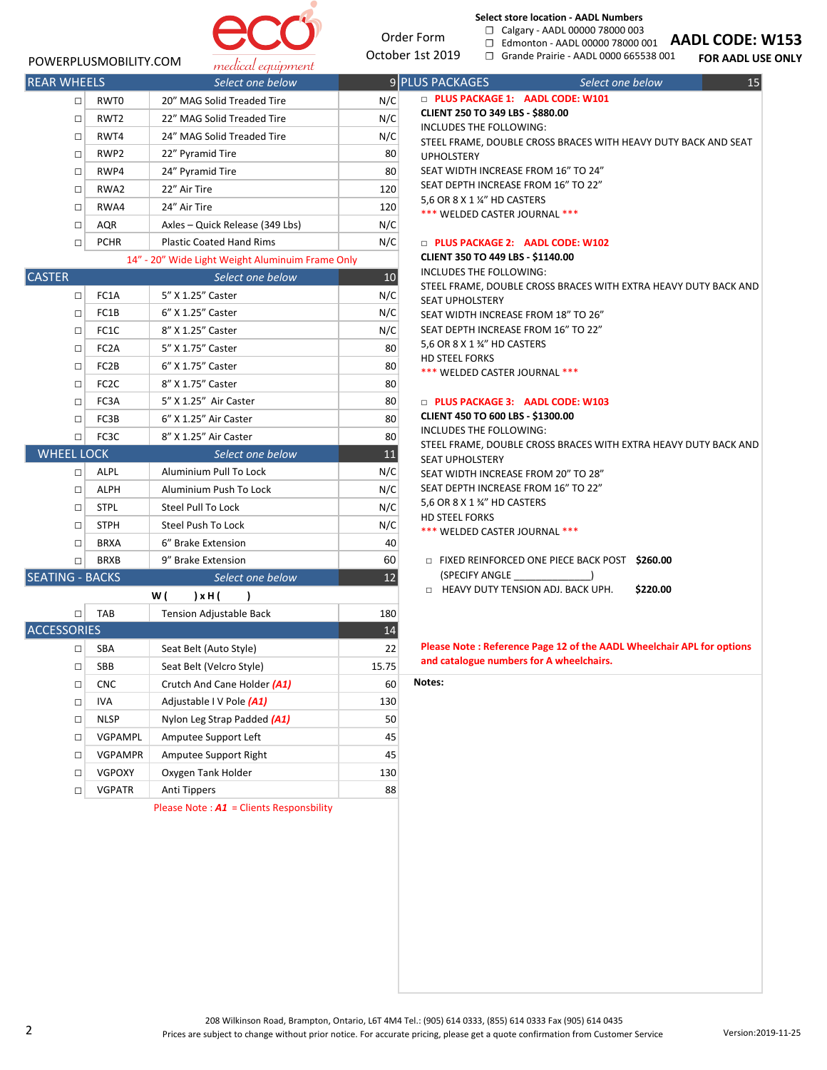POWERPLUSMOBILITY.COM

eco medical equipment

Order Form
October 1st 2019

**Select store location - AADL Numbers**

- ☐ Calgary - AADL 00000 78000 003
- ☐ Edmonton - AADL 00000 78000 001
- ☐ Grande Prairie - AADL 0000 665538 001

**AADL CODE: W153**

**FOR AADL USE ONLY**

| | REAR WHEELS | *Select one below* | 9 |
|---|---|---|---|
| ☐ | RWT0 | 20" MAG Solid Treaded Tire | N/C |
| ☐ | RWT2 | 22" MAG Solid Treaded Tire | N/C |
| ☐ | RWT4 | 24" MAG Solid Treaded Tire | N/C |
| ☐ | RWP2 | 22" Pyramid Tire | 80 |
| ☐ | RWP4 | 24" Pyramid Tire | 80 |
| ☐ | RWA2 | 22" Air Tire | 120 |
| ☐ | RWA4 | 24" Air Tire | 120 |
| ☐ | AQR | Axles – Quick Release (349 Lbs) | N/C |
| ☐ | PCHR | Plastic Coated Hand Rims | N/C |

14" - 20" Wide Light Weight Aluminuim Frame Only

| | CASTER | *Select one below* | 10 |
|---|---|---|---|
| ☐ | FC1A | 5" X 1.25" Caster | N/C |
| ☐ | FC1B | 6" X 1.25" Caster | N/C |
| ☐ | FC1C | 8" X 1.25" Caster | N/C |
| ☐ | FC2A | 5" X 1.75" Caster | 80 |
| ☐ | FC2B | 6" X 1.75" Caster | 80 |
| ☐ | FC2C | 8" X 1.75" Caster | 80 |
| ☐ | FC3A | 5" X 1.25" Air Caster | 80 |
| ☐ | FC3B | 6" X 1.25" Air Caster | 80 |
| ☐ | FC3C | 8" X 1.25" Air Caster | 80 |

| | WHEEL LOCK | *Select one below* | 11 |
|---|---|---|---|
| ☐ | ALPL | Aluminium Pull To Lock | N/C |
| ☐ | ALPH | Aluminium Push To Lock | N/C |
| ☐ | STPL | Steel Pull To Lock | N/C |
| ☐ | STPH | Steel Push To Lock | N/C |
| ☐ | BRXA | 6" Brake Extension | 40 |
| ☐ | BRXB | 9" Brake Extension | 60 |

| | SEATING - BACKS | *Select one below* | 12 |
|---|---|---|---|
| | | **W (     ) x H (     )** | |
| ☐ | TAB | Tension Adjustable Back | 180 |

| | ACCESSORIES | | 14 |
|---|---|---|---|
| ☐ | SBA | Seat Belt (Auto Style) | 22 |
| ☐ | SBB | Seat Belt (Velcro Style) | 15.75 |
| ☐ | CNC | Crutch And Cane Holder ***(A1)*** | 60 |
| ☐ | IVA | Adjustable I V Pole ***(A1)*** | 130 |
| ☐ | NLSP | Nylon Leg Strap Padded ***(A1)*** | 50 |
| ☐ | VGPAMPL | Amputee Support Left | 45 |
| ☐ | VGPAMPR | Amputee Support Right | 45 |
| ☐ | VGPOXY | Oxygen Tank Holder | 130 |
| ☐ | VGPATR | Anti Tippers | 88 |

Please Note : ***A1*** = Clients Responsbility

## PLUS PACKAGES — *Select one below* — 15

☐ **PLUS PACKAGE 1: AADL CODE: W101**

**CLIENT 250 TO 349 LBS - $880.00**

INCLUDES THE FOLLOWING:
STEEL FRAME, DOUBLE CROSS BRACES WITH HEAVY DUTY BACK AND SEAT UPHOLSTERY
SEAT WIDTH INCREASE FROM 16" TO 24"
SEAT DEPTH INCREASE FROM 16" TO 22"
5,6 OR 8 X 1 ¼" HD CASTERS
*** WELDED CASTER JOURNAL ***

☐ **PLUS PACKAGE 2: AADL CODE: W102**

**CLIENT 350 TO 449 LBS - $1140.00**

INCLUDES THE FOLLOWING:
STEEL FRAME, DOUBLE CROSS BRACES WITH EXTRA HEAVY DUTY BACK AND SEAT UPHOLSTERY
SEAT WIDTH INCREASE FROM 18" TO 26"
SEAT DEPTH INCREASE FROM 16" TO 22"
5,6 OR 8 X 1 ¾" HD CASTERS
HD STEEL FORKS
*** WELDED CASTER JOURNAL ***

☐ **PLUS PACKAGE 3: AADL CODE: W103**

**CLIENT 450 TO 600 LBS - $1300.00**

INCLUDES THE FOLLOWING:
STEEL FRAME, DOUBLE CROSS BRACES WITH EXTRA HEAVY DUTY BACK AND SEAT UPHOLSTERY
SEAT WIDTH INCREASE FROM 20" TO 28"
SEAT DEPTH INCREASE FROM 16" TO 22"
5,6 OR 8 X 1 ¾" HD CASTERS
HD STEEL FORKS
*** WELDED CASTER JOURNAL ***

☐ FIXED REINFORCED ONE PIECE BACK POST **$260.00**
(SPECIFY ANGLE ______________)

☐ HEAVY DUTY TENSION ADJ. BACK UPH. **$220.00**

**Please Note : Reference Page 12 of the AADL Wheelchair APL for options and catalogue numbers for A wheelchairs.**

**Notes:**

208 Wilkinson Road, Brampton, Ontario, L6T 4M4 Tel.: (905) 614 0333, (855) 614 0333 Fax (905) 614 0435
Prices are subject to change without prior notice. For accurate pricing, please get a quote confirmation from Customer Service

Version:2019-11-25